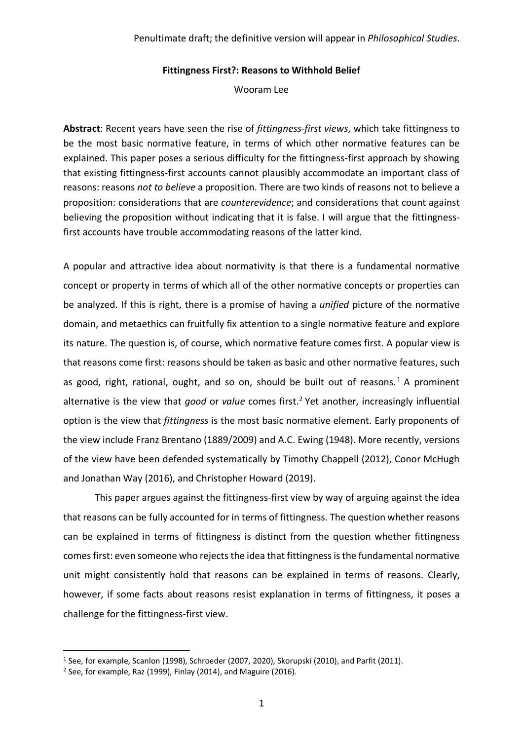Penultimate draft; the definitive version will appear in *Philosophical Studies*.

**Fittingness First?: Reasons to Withhold Belief**

Wooram Lee

**Abstract**: Recent years have seen the rise of *fittingness-first views*, which take fittingness to be the most basic normative feature, in terms of which other normative features can be explained. This paper poses a serious difficulty for the fittingness-first approach by showing that existing fittingness-first accounts cannot plausibly accommodate an important class of reasons: reasons *not to believe* a proposition. There are two kinds of reasons not to believe a proposition: considerations that are *counterevidence*; and considerations that count against believing the proposition without indicating that it is false. I will argue that the fittingness-first accounts have trouble accommodating reasons of the latter kind.

A popular and attractive idea about normativity is that there is a fundamental normative concept or property in terms of which all of the other normative concepts or properties can be analyzed. If this is right, there is a promise of having a *unified* picture of the normative domain, and metaethics can fruitfully fix attention to a single normative feature and explore its nature. The question is, of course, which normative feature comes first. A popular view is that reasons come first: reasons should be taken as basic and other normative features, such as good, right, rational, ought, and so on, should be built out of reasons.[1] A prominent alternative is the view that *good* or *value* comes first.[2] Yet another, increasingly influential option is the view that *fittingness* is the most basic normative element. Early proponents of the view include Franz Brentano (1889/2009) and A.C. Ewing (1948). More recently, versions of the view have been defended systematically by Timothy Chappell (2012), Conor McHugh and Jonathan Way (2016), and Christopher Howard (2019).

This paper argues against the fittingness-first view by way of arguing against the idea that reasons can be fully accounted for in terms of fittingness. The question whether reasons can be explained in terms of fittingness is distinct from the question whether fittingness comes first: even someone who rejects the idea that fittingness is the fundamental normative unit might consistently hold that reasons can be explained in terms of reasons. Clearly, however, if some facts about reasons resist explanation in terms of fittingness, it poses a challenge for the fittingness-first view.

---

[1] See, for example, Scanlon (1998), Schroeder (2007, 2020), Skorupski (2010), and Parfit (2011).

[2] See, for example, Raz (1999), Finlay (2014), and Maguire (2016).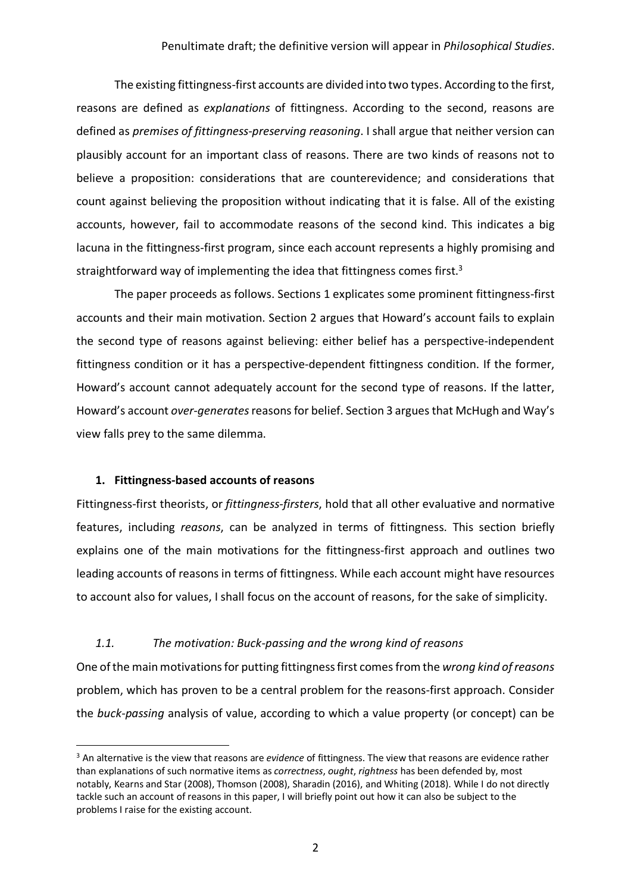The existing fittingness-first accounts are divided into two types. According to the first, reasons are defined as *explanations* of fittingness. According to the second, reasons are defined as *premises of fittingness-preserving reasoning*. I shall argue that neither version can plausibly account for an important class of reasons. There are two kinds of reasons not to believe a proposition: considerations that are counterevidence; and considerations that count against believing the proposition without indicating that it is false. All of the existing accounts, however, fail to accommodate reasons of the second kind. This indicates a big lacuna in the fittingness-first program, since each account represents a highly promising and straightforward way of implementing the idea that fittingness comes first.[3]

The paper proceeds as follows. Sections 1 explicates some prominent fittingness-first accounts and their main motivation. Section 2 argues that Howard's account fails to explain the second type of reasons against believing: either belief has a perspective-independent fittingness condition or it has a perspective-dependent fittingness condition. If the former, Howard's account cannot adequately account for the second type of reasons. If the latter, Howard's account *over-generates* reasons for belief. Section 3 argues that McHugh and Way's view falls prey to the same dilemma.

## 1. Fittingness-based accounts of reasons

Fittingness-first theorists, or *fittingness-firsters*, hold that all other evaluative and normative features, including *reasons*, can be analyzed in terms of fittingness. This section briefly explains one of the main motivations for the fittingness-first approach and outlines two leading accounts of reasons in terms of fittingness. While each account might have resources to account also for values, I shall focus on the account of reasons, for the sake of simplicity.

### *1.1. The motivation: Buck-passing and the wrong kind of reasons*

One of the main motivations for putting fittingness first comes from the *wrong kind of reasons* problem, which has proven to be a central problem for the reasons-first approach. Consider the *buck-passing* analysis of value, according to which a value property (or concept) can be

---

[3] An alternative is the view that reasons are *evidence* of fittingness. The view that reasons are evidence rather than explanations of such normative items as *correctness*, *ought*, *rightness* has been defended by, most notably, Kearns and Star (2008), Thomson (2008), Sharadin (2016), and Whiting (2018). While I do not directly tackle such an account of reasons in this paper, I will briefly point out how it can also be subject to the problems I raise for the existing account.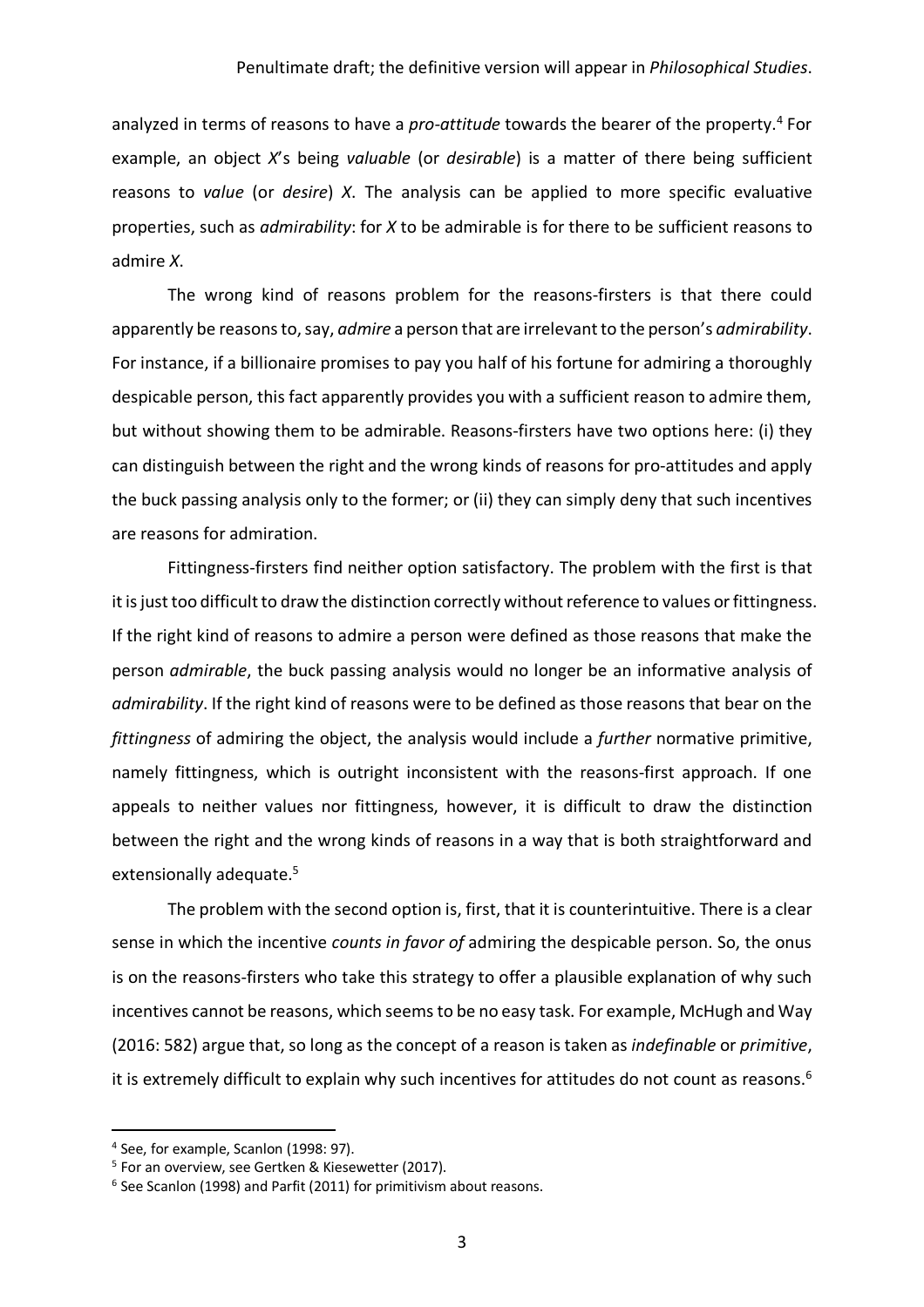analyzed in terms of reasons to have a *pro-attitude* towards the bearer of the property.[4] For example, an object *X*'s being *valuable* (or *desirable*) is a matter of there being sufficient reasons to *value* (or *desire*) *X*. The analysis can be applied to more specific evaluative properties, such as *admirability*: for *X* to be admirable is for there to be sufficient reasons to admire *X*.

The wrong kind of reasons problem for the reasons-firsters is that there could apparently be reasons to, say, *admire* a person that are irrelevant to the person's *admirability*. For instance, if a billionaire promises to pay you half of his fortune for admiring a thoroughly despicable person, this fact apparently provides you with a sufficient reason to admire them, but without showing them to be admirable. Reasons-firsters have two options here: (i) they can distinguish between the right and the wrong kinds of reasons for pro-attitudes and apply the buck passing analysis only to the former; or (ii) they can simply deny that such incentives are reasons for admiration.

Fittingness-firsters find neither option satisfactory. The problem with the first is that it is just too difficult to draw the distinction correctly without reference to values or fittingness. If the right kind of reasons to admire a person were defined as those reasons that make the person *admirable*, the buck passing analysis would no longer be an informative analysis of *admirability*. If the right kind of reasons were to be defined as those reasons that bear on the *fittingness* of admiring the object, the analysis would include a *further* normative primitive, namely fittingness, which is outright inconsistent with the reasons-first approach. If one appeals to neither values nor fittingness, however, it is difficult to draw the distinction between the right and the wrong kinds of reasons in a way that is both straightforward and extensionally adequate.[5]

The problem with the second option is, first, that it is counterintuitive. There is a clear sense in which the incentive *counts in favor of* admiring the despicable person. So, the onus is on the reasons-firsters who take this strategy to offer a plausible explanation of why such incentives cannot be reasons, which seems to be no easy task. For example, McHugh and Way (2016: 582) argue that, so long as the concept of a reason is taken as *indefinable* or *primitive*, it is extremely difficult to explain why such incentives for attitudes do not count as reasons.[6]

---

[4] See, for example, Scanlon (1998: 97).

[5] For an overview, see Gertken & Kiesewetter (2017).

[6] See Scanlon (1998) and Parfit (2011) for primitivism about reasons.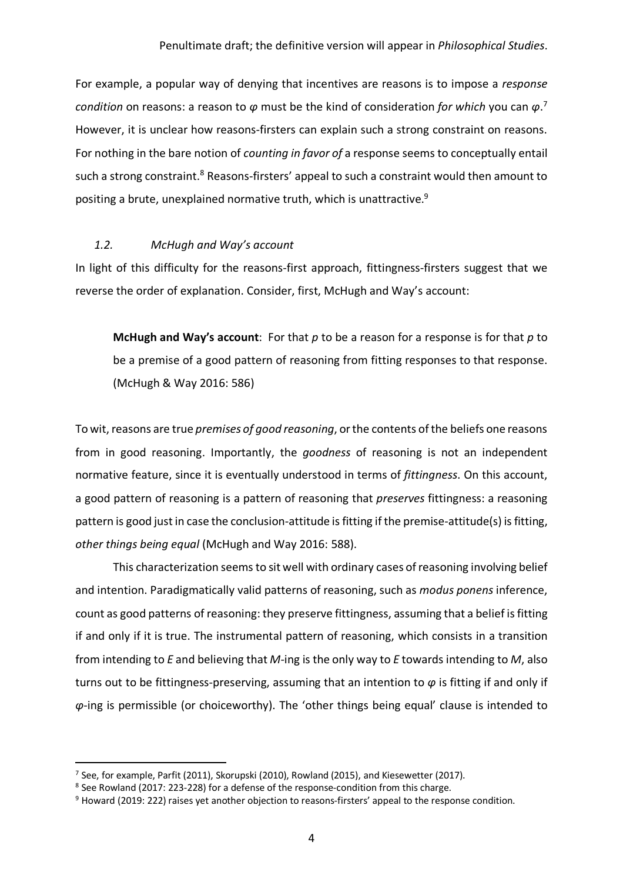For example, a popular way of denying that incentives are reasons is to impose a *response condition* on reasons: a reason to $\varphi$ must be the kind of consideration *for which* you can $\varphi$.[7] However, it is unclear how reasons-firsters can explain such a strong constraint on reasons. For nothing in the bare notion of *counting in favor of* a response seems to conceptually entail such a strong constraint.[8] Reasons-firsters' appeal to such a constraint would then amount to positing a brute, unexplained normative truth, which is unattractive.[9]

### *1.2. McHugh and Way's account*

In light of this difficulty for the reasons-first approach, fittingness-firsters suggest that we reverse the order of explanation. Consider, first, McHugh and Way's account:

> **McHugh and Way's account**: For that *p* to be a reason for a response is for that *p* to be a premise of a good pattern of reasoning from fitting responses to that response. (McHugh & Way 2016: 586)

To wit, reasons are true *premises of good reasoning*, or the contents of the beliefs one reasons from in good reasoning. Importantly, the *goodness* of reasoning is not an independent normative feature, since it is eventually understood in terms of *fittingness*. On this account, a good pattern of reasoning is a pattern of reasoning that *preserves* fittingness: a reasoning pattern is good just in case the conclusion-attitude is fitting if the premise-attitude(s) is fitting, *other things being equal* (McHugh and Way 2016: 588).

This characterization seems to sit well with ordinary cases of reasoning involving belief and intention. Paradigmatically valid patterns of reasoning, such as *modus ponens* inference, count as good patterns of reasoning: they preserve fittingness, assuming that a belief is fitting if and only if it is true. The instrumental pattern of reasoning, which consists in a transition from intending to *E* and believing that *M*-ing is the only way to *E* towards intending to *M*, also turns out to be fittingness-preserving, assuming that an intention to $\varphi$ is fitting if and only if $\varphi$-ing is permissible (or choiceworthy). The 'other things being equal' clause is intended to

[7] See, for example, Parfit (2011), Skorupski (2010), Rowland (2015), and Kiesewetter (2017).

[8] See Rowland (2017: 223-228) for a defense of the response-condition from this charge.

[9] Howard (2019: 222) raises yet another objection to reasons-firsters' appeal to the response condition.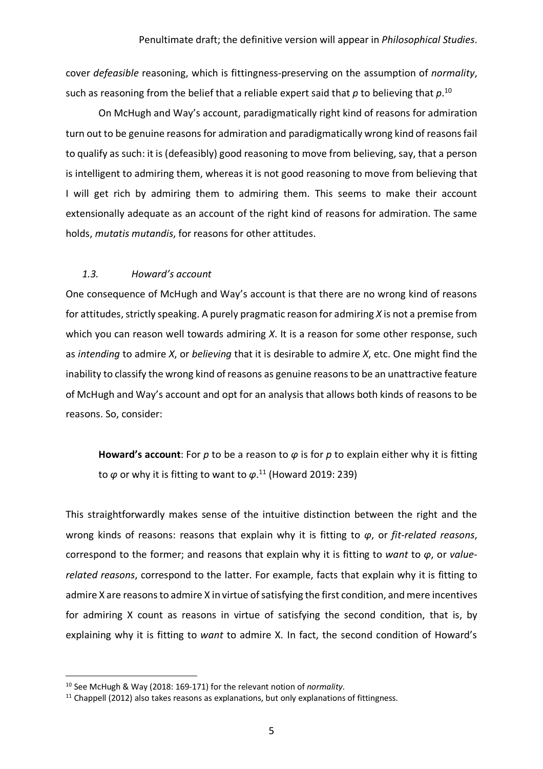cover *defeasible* reasoning, which is fittingness-preserving on the assumption of *normality*, such as reasoning from the belief that a reliable expert said that *p* to believing that *p*.[10]

On McHugh and Way's account, paradigmatically right kind of reasons for admiration turn out to be genuine reasons for admiration and paradigmatically wrong kind of reasons fail to qualify as such: it is (defeasibly) good reasoning to move from believing, say, that a person is intelligent to admiring them, whereas it is not good reasoning to move from believing that I will get rich by admiring them to admiring them. This seems to make their account extensionally adequate as an account of the right kind of reasons for admiration. The same holds, *mutatis mutandis*, for reasons for other attitudes.

### *1.3. Howard's account*

One consequence of McHugh and Way's account is that there are no wrong kind of reasons for attitudes, strictly speaking. A purely pragmatic reason for admiring *X* is not a premise from which you can reason well towards admiring *X*. It is a reason for some other response, such as *intending* to admire *X*, or *believing* that it is desirable to admire *X*, etc. One might find the inability to classify the wrong kind of reasons as genuine reasons to be an unattractive feature of McHugh and Way's account and opt for an analysis that allows both kinds of reasons to be reasons. So, consider:

> **Howard's account**: For *p* to be a reason to $\varphi$ is for *p* to explain either why it is fitting to $\varphi$ or why it is fitting to want to $\varphi$.[11] (Howard 2019: 239)

This straightforwardly makes sense of the intuitive distinction between the right and the wrong kinds of reasons: reasons that explain why it is fitting to $\varphi$, or *fit-related reasons*, correspond to the former; and reasons that explain why it is fitting to *want* to $\varphi$, or *value-related reasons*, correspond to the latter. For example, facts that explain why it is fitting to admire X are reasons to admire X in virtue of satisfying the first condition, and mere incentives for admiring X count as reasons in virtue of satisfying the second condition, that is, by explaining why it is fitting to *want* to admire X. In fact, the second condition of Howard's

---

[10] See McHugh & Way (2018: 169-171) for the relevant notion of *normality*.

[11] Chappell (2012) also takes reasons as explanations, but only explanations of fittingness.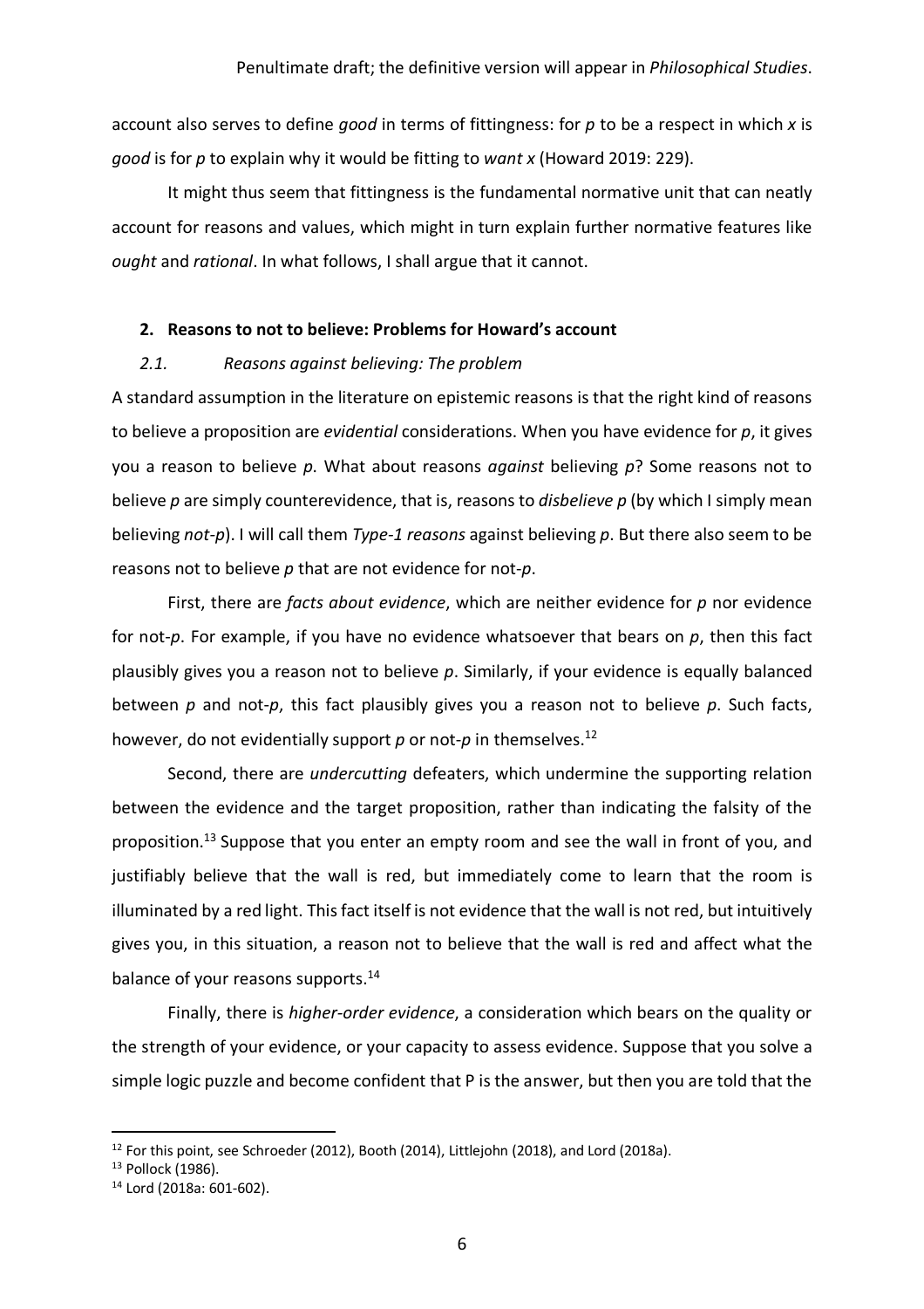account also serves to define *good* in terms of fittingness: for *p* to be a respect in which *x* is *good* is for *p* to explain why it would be fitting to *want x* (Howard 2019: 229).

It might thus seem that fittingness is the fundamental normative unit that can neatly account for reasons and values, which might in turn explain further normative features like *ought* and *rational*. In what follows, I shall argue that it cannot.

## 2. Reasons to not to believe: Problems for Howard's account

### *2.1. Reasons against believing: The problem*

A standard assumption in the literature on epistemic reasons is that the right kind of reasons to believe a proposition are *evidential* considerations. When you have evidence for *p*, it gives you a reason to believe *p*. What about reasons *against* believing *p*? Some reasons not to believe *p* are simply counterevidence, that is, reasons to *disbelieve p* (by which I simply mean believing *not-p*). I will call them *Type-1 reasons* against believing *p*. But there also seem to be reasons not to believe *p* that are not evidence for not-*p*.

First, there are *facts about evidence*, which are neither evidence for *p* nor evidence for not-*p*. For example, if you have no evidence whatsoever that bears on *p*, then this fact plausibly gives you a reason not to believe *p*. Similarly, if your evidence is equally balanced between *p* and not-*p*, this fact plausibly gives you a reason not to believe *p*. Such facts, however, do not evidentially support *p* or not-*p* in themselves.[12]

Second, there are *undercutting* defeaters, which undermine the supporting relation between the evidence and the target proposition, rather than indicating the falsity of the proposition.[13] Suppose that you enter an empty room and see the wall in front of you, and justifiably believe that the wall is red, but immediately come to learn that the room is illuminated by a red light. This fact itself is not evidence that the wall is not red, but intuitively gives you, in this situation, a reason not to believe that the wall is red and affect what the balance of your reasons supports.[14]

Finally, there is *higher-order evidence*, a consideration which bears on the quality or the strength of your evidence, or your capacity to assess evidence. Suppose that you solve a simple logic puzzle and become confident that P is the answer, but then you are told that the

---

[12] For this point, see Schroeder (2012), Booth (2014), Littlejohn (2018), and Lord (2018a).

[13] Pollock (1986).

[14] Lord (2018a: 601-602).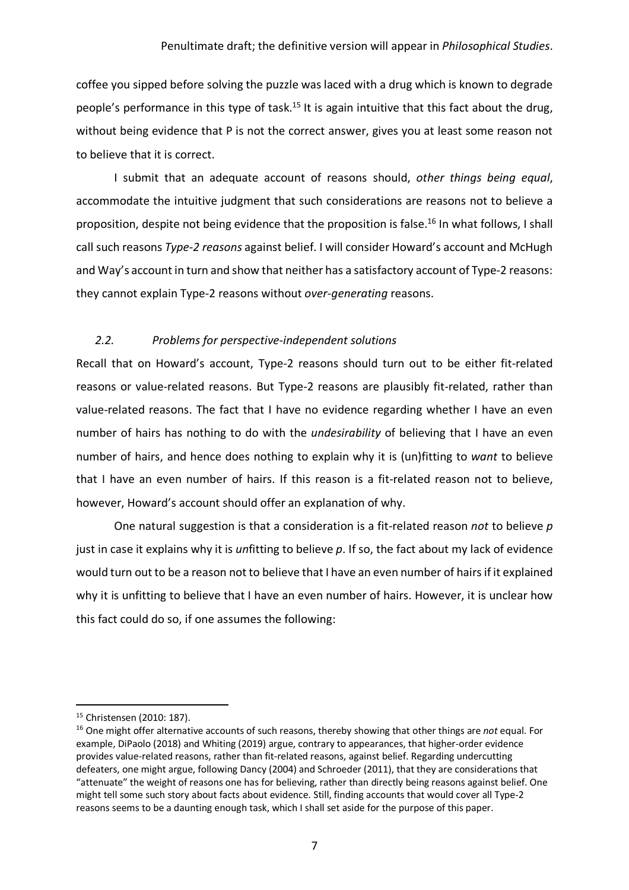coffee you sipped before solving the puzzle was laced with a drug which is known to degrade people's performance in this type of task.[15] It is again intuitive that this fact about the drug, without being evidence that P is not the correct answer, gives you at least some reason not to believe that it is correct.

I submit that an adequate account of reasons should, *other things being equal*, accommodate the intuitive judgment that such considerations are reasons not to believe a proposition, despite not being evidence that the proposition is false.[16] In what follows, I shall call such reasons *Type-2 reasons* against belief. I will consider Howard's account and McHugh and Way's account in turn and show that neither has a satisfactory account of Type-2 reasons: they cannot explain Type-2 reasons without *over-generating* reasons.

### *2.2. Problems for perspective-independent solutions*

Recall that on Howard's account, Type-2 reasons should turn out to be either fit-related reasons or value-related reasons. But Type-2 reasons are plausibly fit-related, rather than value-related reasons. The fact that I have no evidence regarding whether I have an even number of hairs has nothing to do with the *undesirability* of believing that I have an even number of hairs, and hence does nothing to explain why it is (un)fitting to *want* to believe that I have an even number of hairs. If this reason is a fit-related reason not to believe, however, Howard's account should offer an explanation of why.

One natural suggestion is that a consideration is a fit-related reason *not* to believe *p* just in case it explains why it is *un*fitting to believe *p*. If so, the fact about my lack of evidence would turn out to be a reason not to believe that I have an even number of hairs if it explained why it is unfitting to believe that I have an even number of hairs. However, it is unclear how this fact could do so, if one assumes the following:

---

[15] Christensen (2010: 187).

[16] One might offer alternative accounts of such reasons, thereby showing that other things are *not* equal. For example, DiPaolo (2018) and Whiting (2019) argue, contrary to appearances, that higher-order evidence provides value-related reasons, rather than fit-related reasons, against belief. Regarding undercutting defeaters, one might argue, following Dancy (2004) and Schroeder (2011), that they are considerations that "attenuate" the weight of reasons one has for believing, rather than directly being reasons against belief. One might tell some such story about facts about evidence. Still, finding accounts that would cover all Type-2 reasons seems to be a daunting enough task, which I shall set aside for the purpose of this paper.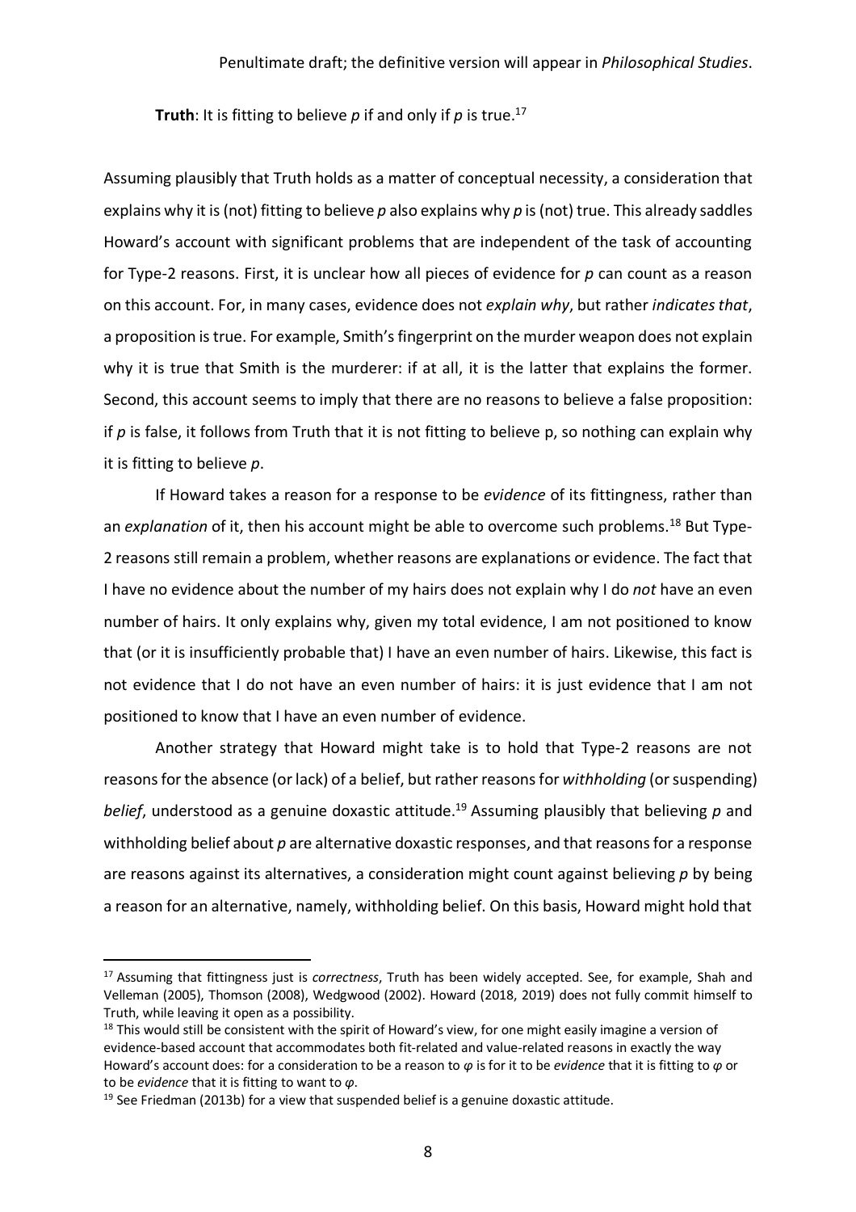**Truth**: It is fitting to believe *p* if and only if *p* is true.[17]

Assuming plausibly that Truth holds as a matter of conceptual necessity, a consideration that explains why it is (not) fitting to believe *p* also explains why *p* is (not) true. This already saddles Howard's account with significant problems that are independent of the task of accounting for Type-2 reasons. First, it is unclear how all pieces of evidence for *p* can count as a reason on this account. For, in many cases, evidence does not *explain why*, but rather *indicates that*, a proposition is true. For example, Smith's fingerprint on the murder weapon does not explain why it is true that Smith is the murderer: if at all, it is the latter that explains the former. Second, this account seems to imply that there are no reasons to believe a false proposition: if *p* is false, it follows from Truth that it is not fitting to believe p, so nothing can explain why it is fitting to believe *p*.

If Howard takes a reason for a response to be *evidence* of its fittingness, rather than an *explanation* of it, then his account might be able to overcome such problems.[18] But Type-2 reasons still remain a problem, whether reasons are explanations or evidence. The fact that I have no evidence about the number of my hairs does not explain why I do *not* have an even number of hairs. It only explains why, given my total evidence, I am not positioned to know that (or it is insufficiently probable that) I have an even number of hairs. Likewise, this fact is not evidence that I do not have an even number of hairs: it is just evidence that I am not positioned to know that I have an even number of evidence.

Another strategy that Howard might take is to hold that Type-2 reasons are not reasons for the absence (or lack) of a belief, but rather reasons for *withholding* (or suspending) *belief*, understood as a genuine doxastic attitude.[19] Assuming plausibly that believing *p* and withholding belief about *p* are alternative doxastic responses, and that reasons for a response are reasons against its alternatives, a consideration might count against believing *p* by being a reason for an alternative, namely, withholding belief. On this basis, Howard might hold that

---

[17] Assuming that fittingness just is *correctness*, Truth has been widely accepted. See, for example, Shah and Velleman (2005), Thomson (2008), Wedgwood (2002). Howard (2018, 2019) does not fully commit himself to Truth, while leaving it open as a possibility.

[18] This would still be consistent with the spirit of Howard's view, for one might easily imagine a version of evidence-based account that accommodates both fit-related and value-related reasons in exactly the way Howard's account does: for a consideration to be a reason to $\varphi$ is for it to be *evidence* that it is fitting to $\varphi$ or to be *evidence* that it is fitting to want to $\varphi$.

[19] See Friedman (2013b) for a view that suspended belief is a genuine doxastic attitude.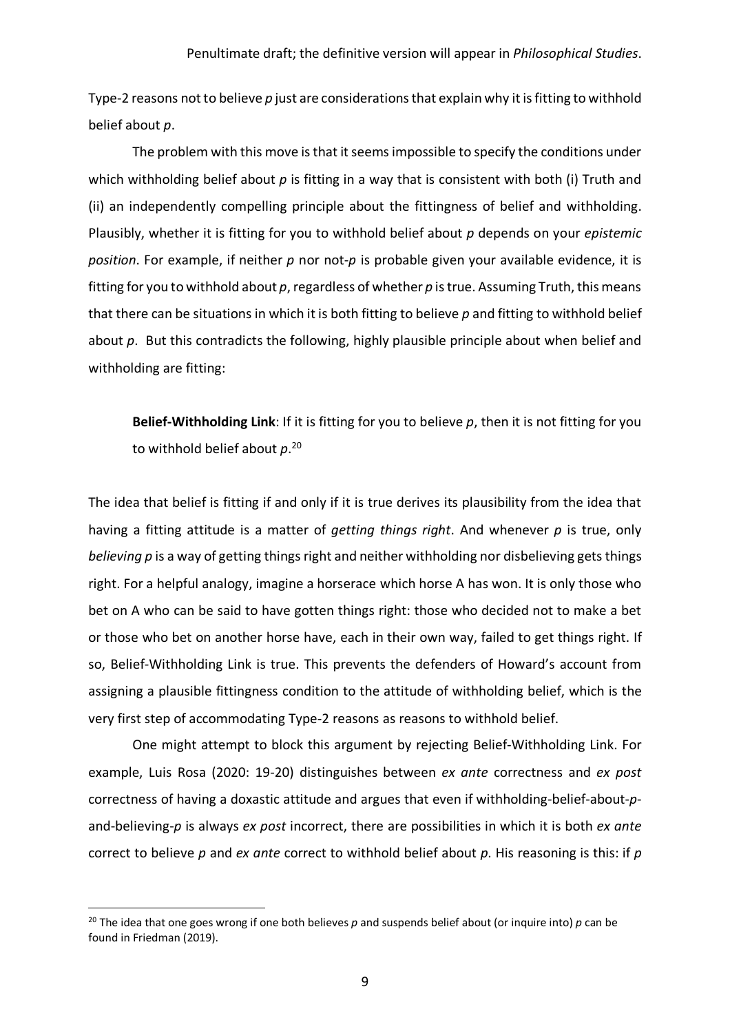Type-2 reasons not to believe *p* just are considerations that explain why it is fitting to withhold belief about *p*.

The problem with this move is that it seems impossible to specify the conditions under which withholding belief about *p* is fitting in a way that is consistent with both (i) Truth and (ii) an independently compelling principle about the fittingness of belief and withholding. Plausibly, whether it is fitting for you to withhold belief about *p* depends on your *epistemic position*. For example, if neither *p* nor not-*p* is probable given your available evidence, it is fitting for you to withhold about *p*, regardless of whether *p* is true. Assuming Truth, this means that there can be situations in which it is both fitting to believe *p* and fitting to withhold belief about *p*. But this contradicts the following, highly plausible principle about when belief and withholding are fitting:

> **Belief-Withholding Link**: If it is fitting for you to believe *p*, then it is not fitting for you to withhold belief about *p*.[20]

The idea that belief is fitting if and only if it is true derives its plausibility from the idea that having a fitting attitude is a matter of *getting things right*. And whenever *p* is true, only *believing p* is a way of getting things right and neither withholding nor disbelieving gets things right. For a helpful analogy, imagine a horserace which horse A has won. It is only those who bet on A who can be said to have gotten things right: those who decided not to make a bet or those who bet on another horse have, each in their own way, failed to get things right. If so, Belief-Withholding Link is true. This prevents the defenders of Howard's account from assigning a plausible fittingness condition to the attitude of withholding belief, which is the very first step of accommodating Type-2 reasons as reasons to withhold belief.

One might attempt to block this argument by rejecting Belief-Withholding Link. For example, Luis Rosa (2020: 19-20) distinguishes between *ex ante* correctness and *ex post* correctness of having a doxastic attitude and argues that even if withholding-belief-about-*p*-and-believing-*p* is always *ex post* incorrect, there are possibilities in which it is both *ex ante* correct to believe *p* and *ex ante* correct to withhold belief about *p*. His reasoning is this: if *p*

[20] The idea that one goes wrong if one both believes *p* and suspends belief about (or inquire into) *p* can be found in Friedman (2019).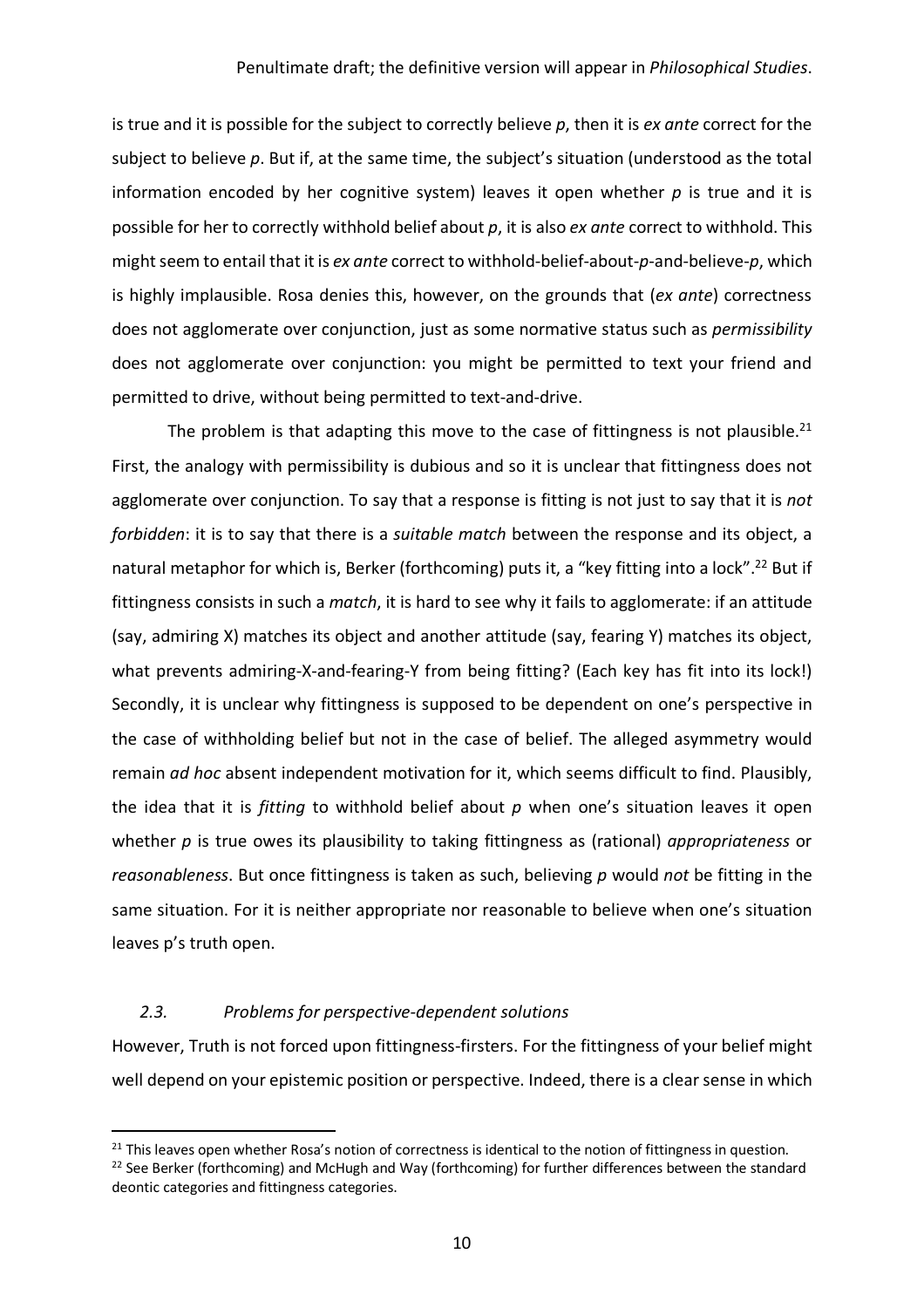is true and it is possible for the subject to correctly believe *p*, then it is *ex ante* correct for the subject to believe *p*. But if, at the same time, the subject's situation (understood as the total information encoded by her cognitive system) leaves it open whether *p* is true and it is possible for her to correctly withhold belief about *p*, it is also *ex ante* correct to withhold. This might seem to entail that it is *ex ante* correct to withhold-belief-about-*p*-and-believe-*p*, which is highly implausible. Rosa denies this, however, on the grounds that (*ex ante*) correctness does not agglomerate over conjunction, just as some normative status such as *permissibility* does not agglomerate over conjunction: you might be permitted to text your friend and permitted to drive, without being permitted to text-and-drive.

The problem is that adapting this move to the case of fittingness is not plausible.[21] First, the analogy with permissibility is dubious and so it is unclear that fittingness does not agglomerate over conjunction. To say that a response is fitting is not just to say that it is *not forbidden*: it is to say that there is a *suitable match* between the response and its object, a natural metaphor for which is, Berker (forthcoming) puts it, a "key fitting into a lock".[22] But if fittingness consists in such a *match*, it is hard to see why it fails to agglomerate: if an attitude (say, admiring X) matches its object and another attitude (say, fearing Y) matches its object, what prevents admiring-X-and-fearing-Y from being fitting? (Each key has fit into its lock!) Secondly, it is unclear why fittingness is supposed to be dependent on one's perspective in the case of withholding belief but not in the case of belief. The alleged asymmetry would remain *ad hoc* absent independent motivation for it, which seems difficult to find. Plausibly, the idea that it is *fitting* to withhold belief about *p* when one's situation leaves it open whether *p* is true owes its plausibility to taking fittingness as (rational) *appropriateness* or *reasonableness*. But once fittingness is taken as such, believing *p* would *not* be fitting in the same situation. For it is neither appropriate nor reasonable to believe when one's situation leaves p's truth open.

### *2.3. Problems for perspective-dependent solutions*

However, Truth is not forced upon fittingness-firsters. For the fittingness of your belief might well depend on your epistemic position or perspective. Indeed, there is a clear sense in which

---

[21] This leaves open whether Rosa's notion of correctness is identical to the notion of fittingness in question.

[22] See Berker (forthcoming) and McHugh and Way (forthcoming) for further differences between the standard deontic categories and fittingness categories.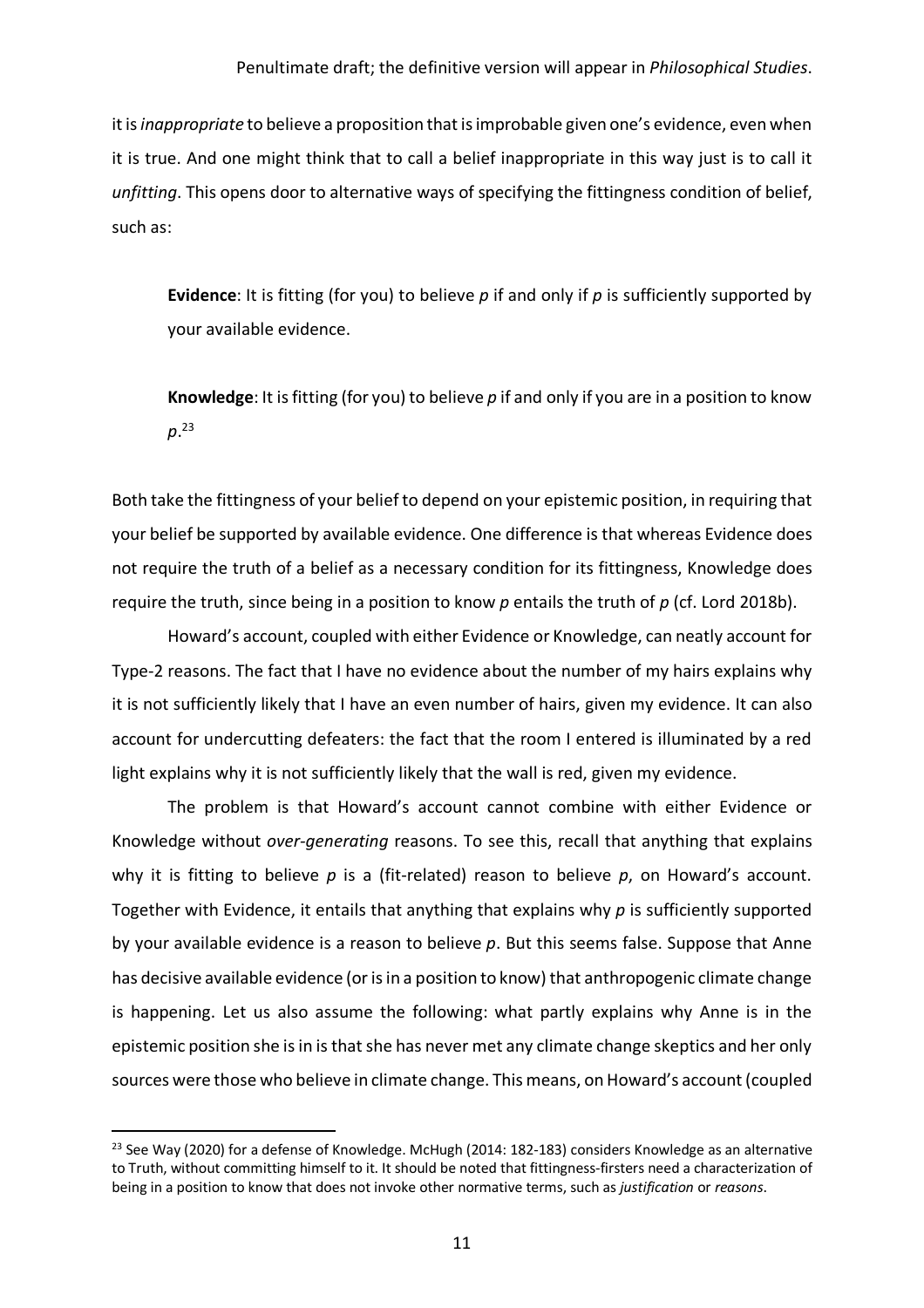it is *inappropriate* to believe a proposition that is improbable given one's evidence, even when it is true. And one might think that to call a belief inappropriate in this way just is to call it *unfitting*. This opens door to alternative ways of specifying the fittingness condition of belief, such as:

> **Evidence**: It is fitting (for you) to believe *p* if and only if *p* is sufficiently supported by your available evidence.

> **Knowledge**: It is fitting (for you) to believe *p* if and only if you are in a position to know *p*.[23]

Both take the fittingness of your belief to depend on your epistemic position, in requiring that your belief be supported by available evidence. One difference is that whereas Evidence does not require the truth of a belief as a necessary condition for its fittingness, Knowledge does require the truth, since being in a position to know *p* entails the truth of *p* (cf. Lord 2018b).

Howard's account, coupled with either Evidence or Knowledge, can neatly account for Type-2 reasons. The fact that I have no evidence about the number of my hairs explains why it is not sufficiently likely that I have an even number of hairs, given my evidence. It can also account for undercutting defeaters: the fact that the room I entered is illuminated by a red light explains why it is not sufficiently likely that the wall is red, given my evidence.

The problem is that Howard's account cannot combine with either Evidence or Knowledge without *over-generating* reasons. To see this, recall that anything that explains why it is fitting to believe *p* is a (fit-related) reason to believe *p*, on Howard's account. Together with Evidence, it entails that anything that explains why *p* is sufficiently supported by your available evidence is a reason to believe *p*. But this seems false. Suppose that Anne has decisive available evidence (or is in a position to know) that anthropogenic climate change is happening. Let us also assume the following: what partly explains why Anne is in the epistemic position she is in is that she has never met any climate change skeptics and her only sources were those who believe in climate change. This means, on Howard's account (coupled

---

[23] See Way (2020) for a defense of Knowledge. McHugh (2014: 182-183) considers Knowledge as an alternative to Truth, without committing himself to it. It should be noted that fittingness-firsters need a characterization of being in a position to know that does not invoke other normative terms, such as *justification* or *reasons*.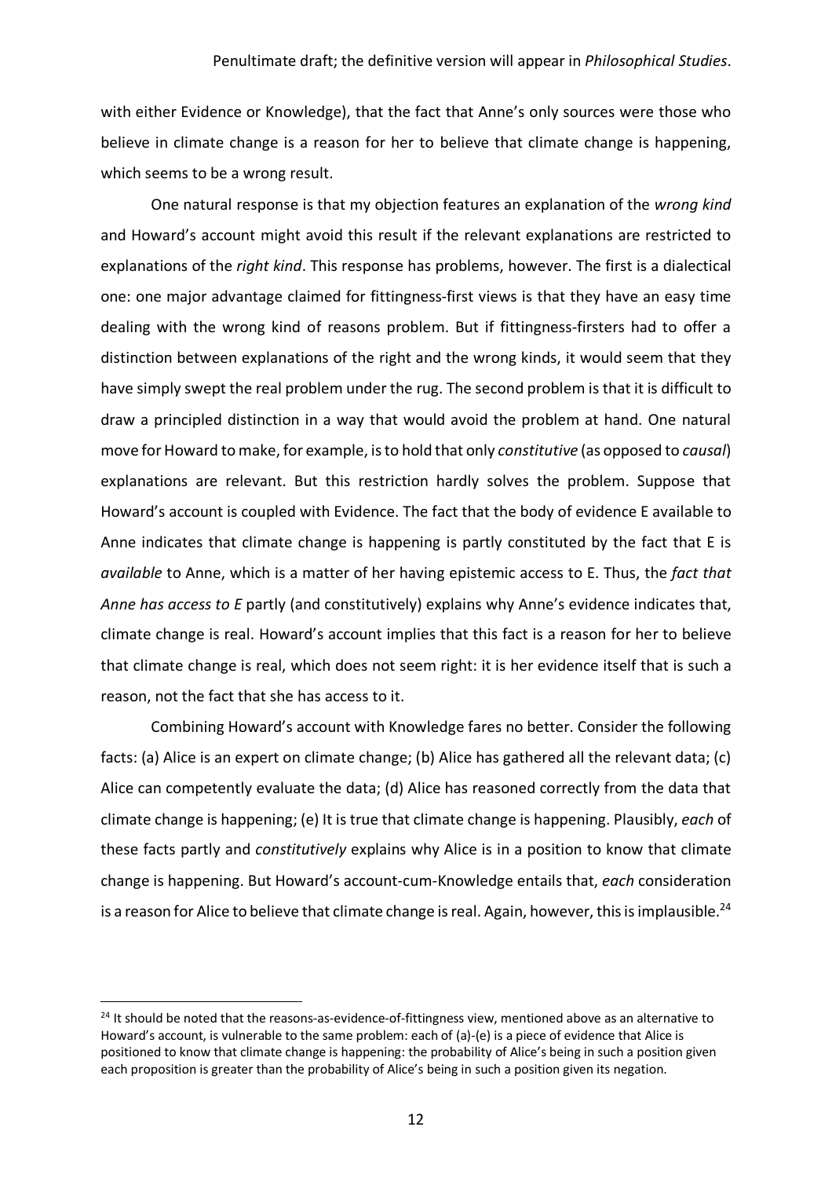with either Evidence or Knowledge), that the fact that Anne's only sources were those who believe in climate change is a reason for her to believe that climate change is happening, which seems to be a wrong result.

One natural response is that my objection features an explanation of the *wrong kind* and Howard's account might avoid this result if the relevant explanations are restricted to explanations of the *right kind*. This response has problems, however. The first is a dialectical one: one major advantage claimed for fittingness-first views is that they have an easy time dealing with the wrong kind of reasons problem. But if fittingness-firsters had to offer a distinction between explanations of the right and the wrong kinds, it would seem that they have simply swept the real problem under the rug. The second problem is that it is difficult to draw a principled distinction in a way that would avoid the problem at hand. One natural move for Howard to make, for example, is to hold that only *constitutive* (as opposed to *causal*) explanations are relevant. But this restriction hardly solves the problem. Suppose that Howard's account is coupled with Evidence. The fact that the body of evidence E available to Anne indicates that climate change is happening is partly constituted by the fact that E is *available* to Anne, which is a matter of her having epistemic access to E. Thus, the *fact that Anne has access to E* partly (and constitutively) explains why Anne's evidence indicates that, climate change is real. Howard's account implies that this fact is a reason for her to believe that climate change is real, which does not seem right: it is her evidence itself that is such a reason, not the fact that she has access to it.

Combining Howard's account with Knowledge fares no better. Consider the following facts: (a) Alice is an expert on climate change; (b) Alice has gathered all the relevant data; (c) Alice can competently evaluate the data; (d) Alice has reasoned correctly from the data that climate change is happening; (e) It is true that climate change is happening. Plausibly, *each* of these facts partly and *constitutively* explains why Alice is in a position to know that climate change is happening. But Howard's account-cum-Knowledge entails that, *each* consideration is a reason for Alice to believe that climate change is real. Again, however, this is implausible.[24]

---

[24] It should be noted that the reasons-as-evidence-of-fittingness view, mentioned above as an alternative to Howard's account, is vulnerable to the same problem: each of (a)-(e) is a piece of evidence that Alice is positioned to know that climate change is happening: the probability of Alice's being in such a position given each proposition is greater than the probability of Alice's being in such a position given its negation.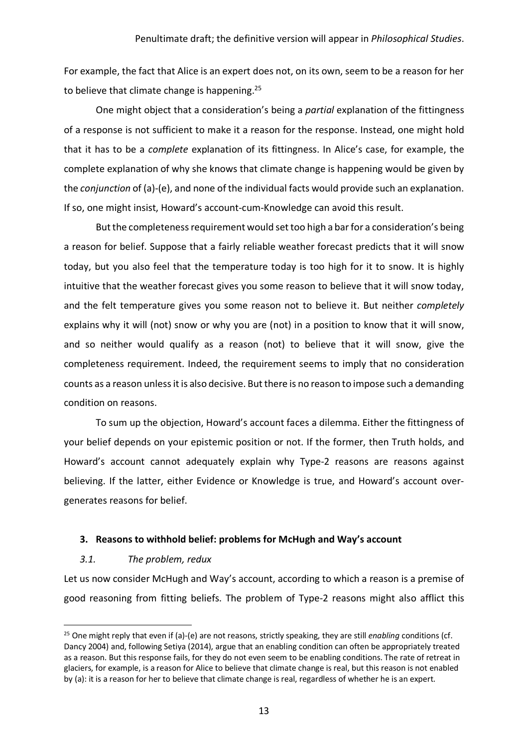For example, the fact that Alice is an expert does not, on its own, seem to be a reason for her to believe that climate change is happening.[25]

One might object that a consideration's being a *partial* explanation of the fittingness of a response is not sufficient to make it a reason for the response. Instead, one might hold that it has to be a *complete* explanation of its fittingness. In Alice's case, for example, the complete explanation of why she knows that climate change is happening would be given by the *conjunction* of (a)-(e), and none of the individual facts would provide such an explanation. If so, one might insist, Howard's account-cum-Knowledge can avoid this result.

But the completeness requirement would set too high a bar for a consideration's being a reason for belief. Suppose that a fairly reliable weather forecast predicts that it will snow today, but you also feel that the temperature today is too high for it to snow. It is highly intuitive that the weather forecast gives you some reason to believe that it will snow today, and the felt temperature gives you some reason not to believe it. But neither *completely* explains why it will (not) snow or why you are (not) in a position to know that it will snow, and so neither would qualify as a reason (not) to believe that it will snow, give the completeness requirement. Indeed, the requirement seems to imply that no consideration counts as a reason unless it is also decisive. But there is no reason to impose such a demanding condition on reasons.

To sum up the objection, Howard's account faces a dilemma. Either the fittingness of your belief depends on your epistemic position or not. If the former, then Truth holds, and Howard's account cannot adequately explain why Type-2 reasons are reasons against believing. If the latter, either Evidence or Knowledge is true, and Howard's account over-generates reasons for belief.

## 3. Reasons to withhold belief: problems for McHugh and Way's account

### *3.1. The problem, redux*

Let us now consider McHugh and Way's account, according to which a reason is a premise of good reasoning from fitting beliefs. The problem of Type-2 reasons might also afflict this

[25] One might reply that even if (a)-(e) are not reasons, strictly speaking, they are still *enabling* conditions (cf. Dancy 2004) and, following Setiya (2014), argue that an enabling condition can often be appropriately treated as a reason. But this response fails, for they do not even seem to be enabling conditions. The rate of retreat in glaciers, for example, is a reason for Alice to believe that climate change is real, but this reason is not enabled by (a): it is a reason for her to believe that climate change is real, regardless of whether he is an expert.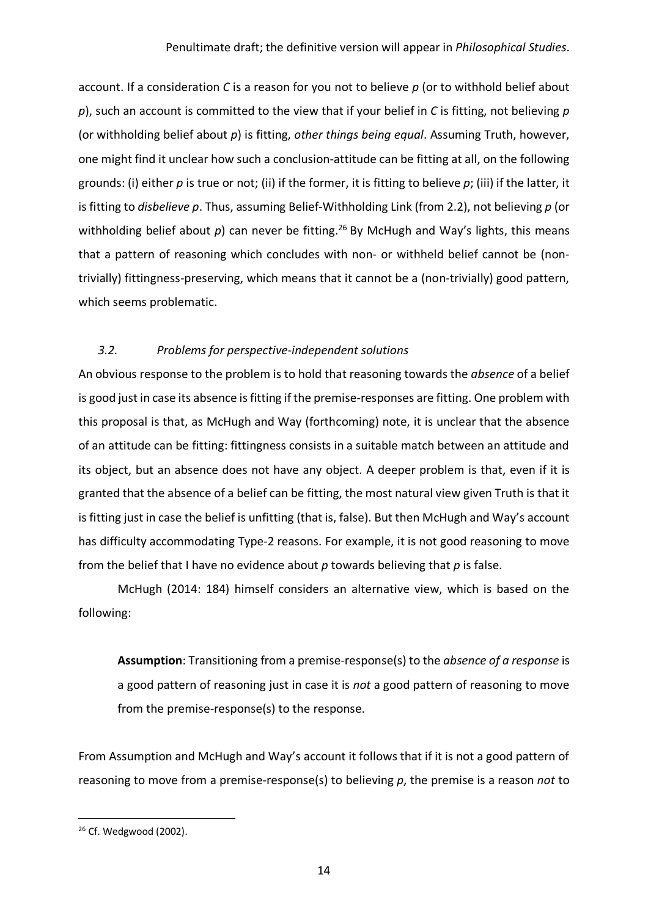account. If a consideration *C* is a reason for you not to believe *p* (or to withhold belief about *p*), such an account is committed to the view that if your belief in *C* is fitting, not believing *p* (or withholding belief about *p*) is fitting, *other things being equal*. Assuming Truth, however, one might find it unclear how such a conclusion-attitude can be fitting at all, on the following grounds: (i) either *p* is true or not; (ii) if the former, it is fitting to believe *p*; (iii) if the latter, it is fitting to *disbelieve p*. Thus, assuming Belief-Withholding Link (from 2.2), not believing *p* (or withholding belief about *p*) can never be fitting.[26] By McHugh and Way's lights, this means that a pattern of reasoning which concludes with non- or withheld belief cannot be (non-trivially) fittingness-preserving, which means that it cannot be a (non-trivially) good pattern, which seems problematic.

### *3.2. Problems for perspective-independent solutions*

An obvious response to the problem is to hold that reasoning towards the *absence* of a belief is good just in case its absence is fitting if the premise-responses are fitting. One problem with this proposal is that, as McHugh and Way (forthcoming) note, it is unclear that the absence of an attitude can be fitting: fittingness consists in a suitable match between an attitude and its object, but an absence does not have any object. A deeper problem is that, even if it is granted that the absence of a belief can be fitting, the most natural view given Truth is that it is fitting just in case the belief is unfitting (that is, false). But then McHugh and Way's account has difficulty accommodating Type-2 reasons. For example, it is not good reasoning to move from the belief that I have no evidence about *p* towards believing that *p* is false.

McHugh (2014: 184) himself considers an alternative view, which is based on the following:

> **Assumption**: Transitioning from a premise-response(s) to the *absence of a response* is a good pattern of reasoning just in case it is *not* a good pattern of reasoning to move from the premise-response(s) to the response.

From Assumption and McHugh and Way's account it follows that if it is not a good pattern of reasoning to move from a premise-response(s) to believing *p*, the premise is a reason *not* to

[26] Cf. Wedgwood (2002).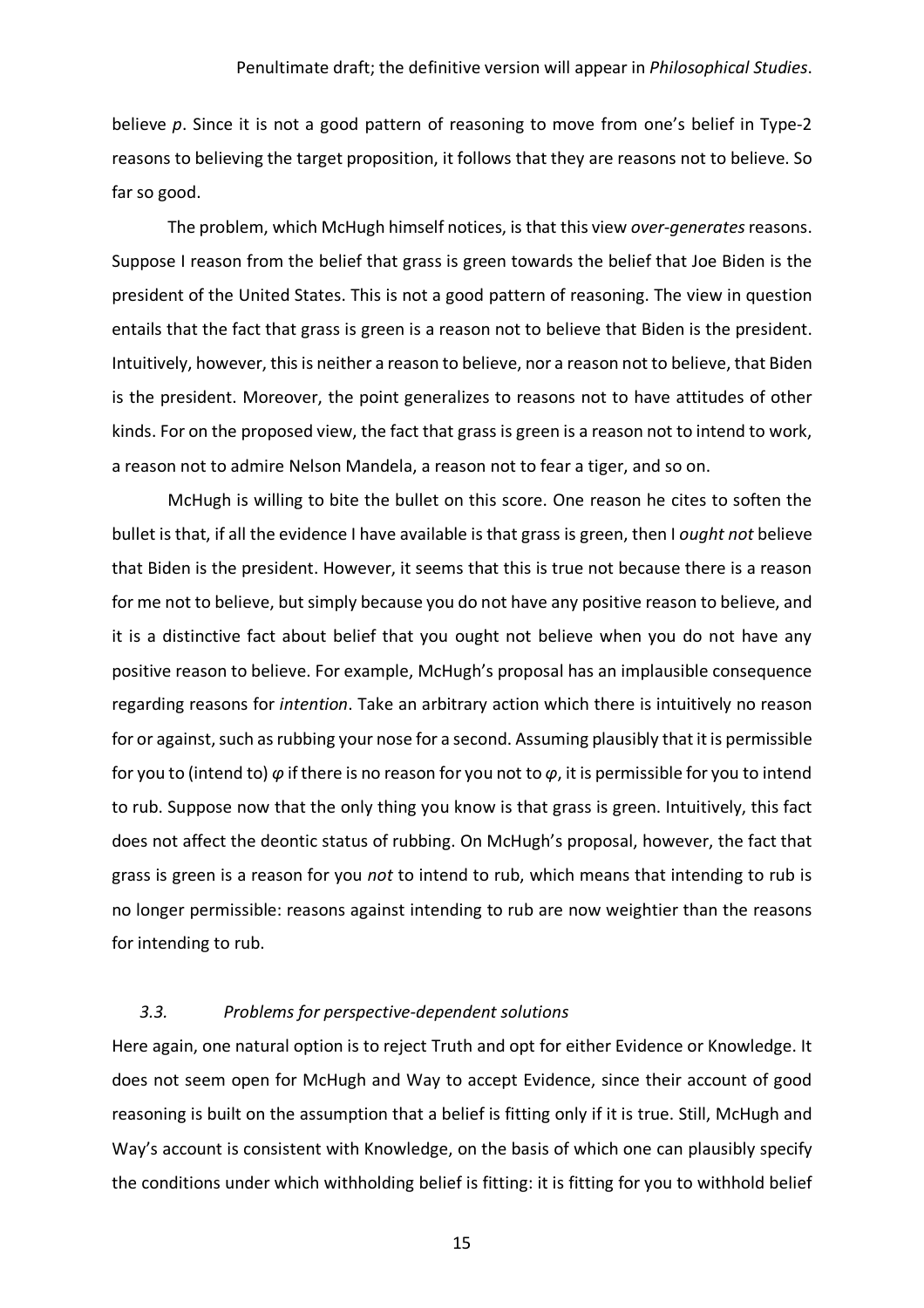believe *p*. Since it is not a good pattern of reasoning to move from one's belief in Type-2 reasons to believing the target proposition, it follows that they are reasons not to believe. So far so good.

The problem, which McHugh himself notices, is that this view *over-generates* reasons. Suppose I reason from the belief that grass is green towards the belief that Joe Biden is the president of the United States. This is not a good pattern of reasoning. The view in question entails that the fact that grass is green is a reason not to believe that Biden is the president. Intuitively, however, this is neither a reason to believe, nor a reason not to believe, that Biden is the president. Moreover, the point generalizes to reasons not to have attitudes of other kinds. For on the proposed view, the fact that grass is green is a reason not to intend to work, a reason not to admire Nelson Mandela, a reason not to fear a tiger, and so on.

McHugh is willing to bite the bullet on this score. One reason he cites to soften the bullet is that, if all the evidence I have available is that grass is green, then I *ought not* believe that Biden is the president. However, it seems that this is true not because there is a reason for me not to believe, but simply because you do not have any positive reason to believe, and it is a distinctive fact about belief that you ought not believe when you do not have any positive reason to believe. For example, McHugh's proposal has an implausible consequence regarding reasons for *intention*. Take an arbitrary action which there is intuitively no reason for or against, such as rubbing your nose for a second. Assuming plausibly that it is permissible for you to (intend to) $\varphi$ if there is no reason for you not to $\varphi$, it is permissible for you to intend to rub. Suppose now that the only thing you know is that grass is green. Intuitively, this fact does not affect the deontic status of rubbing. On McHugh's proposal, however, the fact that grass is green is a reason for you *not* to intend to rub, which means that intending to rub is no longer permissible: reasons against intending to rub are now weightier than the reasons for intending to rub.

### *3.3. Problems for perspective-dependent solutions*

Here again, one natural option is to reject Truth and opt for either Evidence or Knowledge. It does not seem open for McHugh and Way to accept Evidence, since their account of good reasoning is built on the assumption that a belief is fitting only if it is true. Still, McHugh and Way's account is consistent with Knowledge, on the basis of which one can plausibly specify the conditions under which withholding belief is fitting: it is fitting for you to withhold belief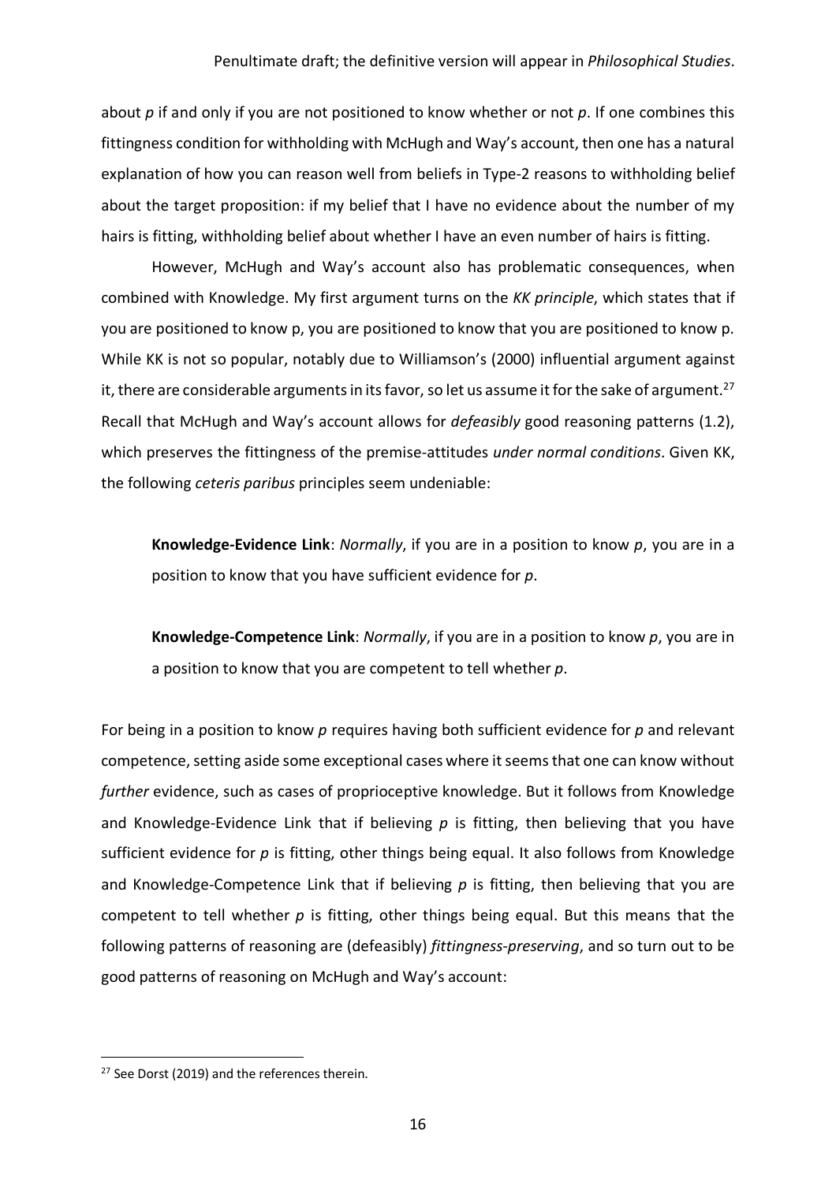about *p* if and only if you are not positioned to know whether or not *p*. If one combines this fittingness condition for withholding with McHugh and Way's account, then one has a natural explanation of how you can reason well from beliefs in Type-2 reasons to withholding belief about the target proposition: if my belief that I have no evidence about the number of my hairs is fitting, withholding belief about whether I have an even number of hairs is fitting.

However, McHugh and Way's account also has problematic consequences, when combined with Knowledge. My first argument turns on the *KK principle*, which states that if you are positioned to know p, you are positioned to know that you are positioned to know p. While KK is not so popular, notably due to Williamson's (2000) influential argument against it, there are considerable arguments in its favor, so let us assume it for the sake of argument.[27] Recall that McHugh and Way's account allows for *defeasibly* good reasoning patterns (1.2), which preserves the fittingness of the premise-attitudes *under normal conditions*. Given KK, the following *ceteris paribus* principles seem undeniable:

> **Knowledge-Evidence Link**: *Normally*, if you are in a position to know *p*, you are in a position to know that you have sufficient evidence for *p*.

> **Knowledge-Competence Link**: *Normally*, if you are in a position to know *p*, you are in a position to know that you are competent to tell whether *p*.

For being in a position to know *p* requires having both sufficient evidence for *p* and relevant competence, setting aside some exceptional cases where it seems that one can know without *further* evidence, such as cases of proprioceptive knowledge. But it follows from Knowledge and Knowledge-Evidence Link that if believing *p* is fitting, then believing that you have sufficient evidence for *p* is fitting, other things being equal. It also follows from Knowledge and Knowledge-Competence Link that if believing *p* is fitting, then believing that you are competent to tell whether *p* is fitting, other things being equal. But this means that the following patterns of reasoning are (defeasibly) *fittingness-preserving*, and so turn out to be good patterns of reasoning on McHugh and Way's account:

---

[27] See Dorst (2019) and the references therein.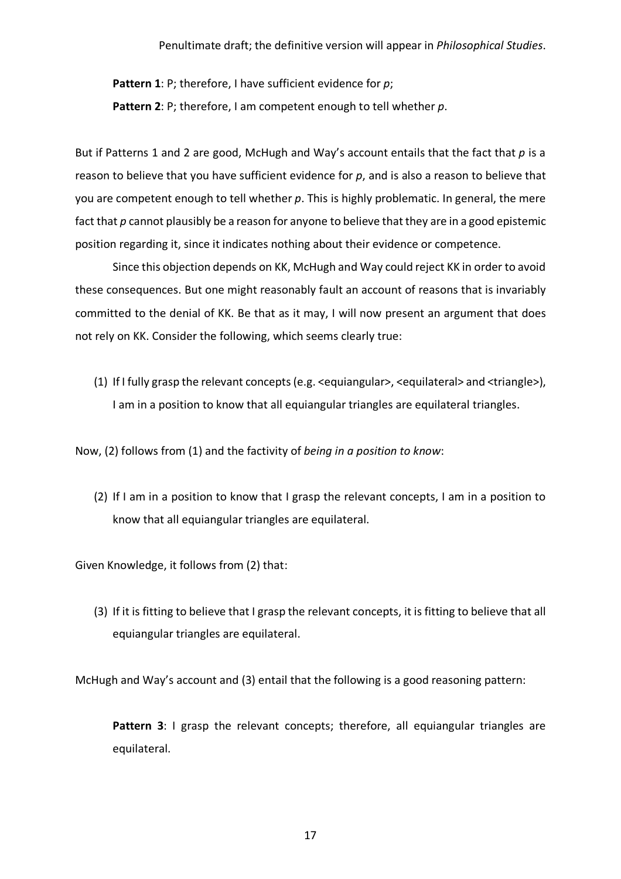**Pattern 1**: P; therefore, I have sufficient evidence for *p*;

**Pattern 2**: P; therefore, I am competent enough to tell whether *p*.

But if Patterns 1 and 2 are good, McHugh and Way's account entails that the fact that *p* is a reason to believe that you have sufficient evidence for *p*, and is also a reason to believe that you are competent enough to tell whether *p*. This is highly problematic. In general, the mere fact that *p* cannot plausibly be a reason for anyone to believe that they are in a good epistemic position regarding it, since it indicates nothing about their evidence or competence.

Since this objection depends on KK, McHugh and Way could reject KK in order to avoid these consequences. But one might reasonably fault an account of reasons that is invariably committed to the denial of KK. Be that as it may, I will now present an argument that does not rely on KK. Consider the following, which seems clearly true:

(1) If I fully grasp the relevant concepts (e.g. <equiangular>, <equilateral> and <triangle>), I am in a position to know that all equiangular triangles are equilateral triangles.

Now, (2) follows from (1) and the factivity of *being in a position to know*:

(2) If I am in a position to know that I grasp the relevant concepts, I am in a position to know that all equiangular triangles are equilateral.

Given Knowledge, it follows from (2) that:

(3) If it is fitting to believe that I grasp the relevant concepts, it is fitting to believe that all equiangular triangles are equilateral.

McHugh and Way's account and (3) entail that the following is a good reasoning pattern:

**Pattern 3**: I grasp the relevant concepts; therefore, all equiangular triangles are equilateral.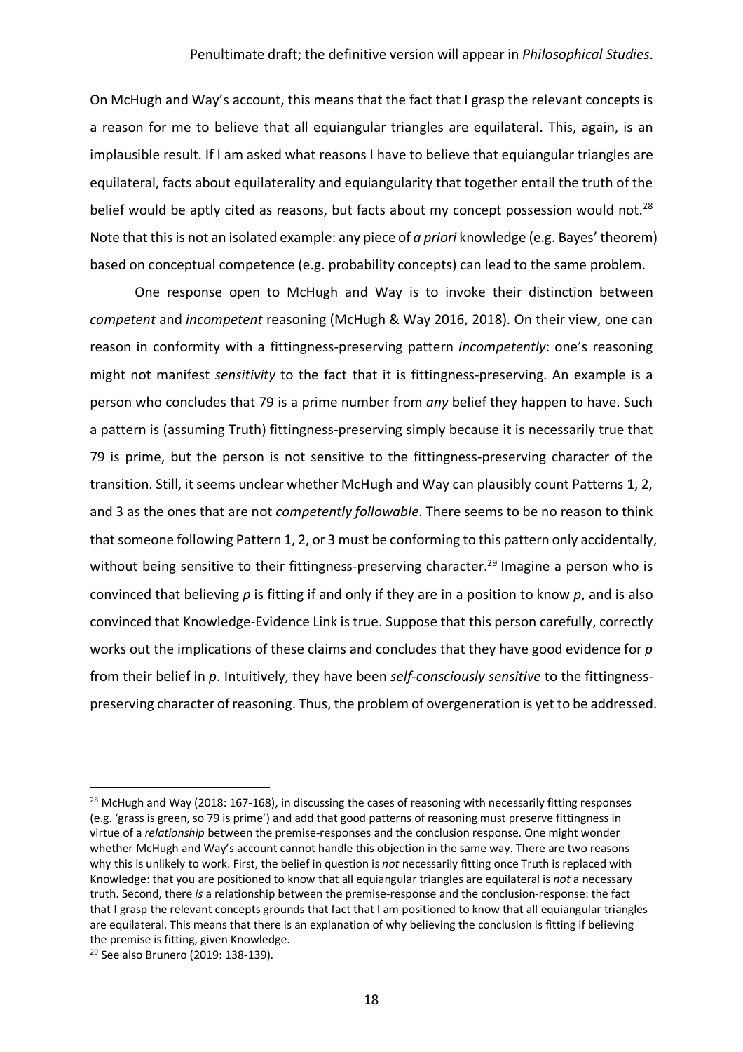On McHugh and Way's account, this means that the fact that I grasp the relevant concepts is a reason for me to believe that all equiangular triangles are equilateral. This, again, is an implausible result. If I am asked what reasons I have to believe that equiangular triangles are equilateral, facts about equilaterality and equiangularity that together entail the truth of the belief would be aptly cited as reasons, but facts about my concept possession would not.[28] Note that this is not an isolated example: any piece of *a priori* knowledge (e.g. Bayes' theorem) based on conceptual competence (e.g. probability concepts) can lead to the same problem.

One response open to McHugh and Way is to invoke their distinction between *competent* and *incompetent* reasoning (McHugh & Way 2016, 2018). On their view, one can reason in conformity with a fittingness-preserving pattern *incompetently*: one's reasoning might not manifest *sensitivity* to the fact that it is fittingness-preserving. An example is a person who concludes that 79 is a prime number from *any* belief they happen to have. Such a pattern is (assuming Truth) fittingness-preserving simply because it is necessarily true that 79 is prime, but the person is not sensitive to the fittingness-preserving character of the transition. Still, it seems unclear whether McHugh and Way can plausibly count Patterns 1, 2, and 3 as the ones that are not *competently followable*. There seems to be no reason to think that someone following Pattern 1, 2, or 3 must be conforming to this pattern only accidentally, without being sensitive to their fittingness-preserving character.[29] Imagine a person who is convinced that believing *p* is fitting if and only if they are in a position to know *p*, and is also convinced that Knowledge-Evidence Link is true. Suppose that this person carefully, correctly works out the implications of these claims and concludes that they have good evidence for *p* from their belief in *p*. Intuitively, they have been *self-consciously sensitive* to the fittingness-preserving character of reasoning. Thus, the problem of overgeneration is yet to be addressed.

---

[28] McHugh and Way (2018: 167-168), in discussing the cases of reasoning with necessarily fitting responses (e.g. 'grass is green, so 79 is prime') and add that good patterns of reasoning must preserve fittingness in virtue of a *relationship* between the premise-responses and the conclusion response. One might wonder whether McHugh and Way's account cannot handle this objection in the same way. There are two reasons why this is unlikely to work. First, the belief in question is *not* necessarily fitting once Truth is replaced with Knowledge: that you are positioned to know that all equiangular triangles are equilateral is *not* a necessary truth. Second, there *is* a relationship between the premise-response and the conclusion-response: the fact that I grasp the relevant concepts grounds that fact that I am positioned to know that all equiangular triangles are equilateral. This means that there is an explanation of why believing the conclusion is fitting if believing the premise is fitting, given Knowledge.

[29] See also Brunero (2019: 138-139).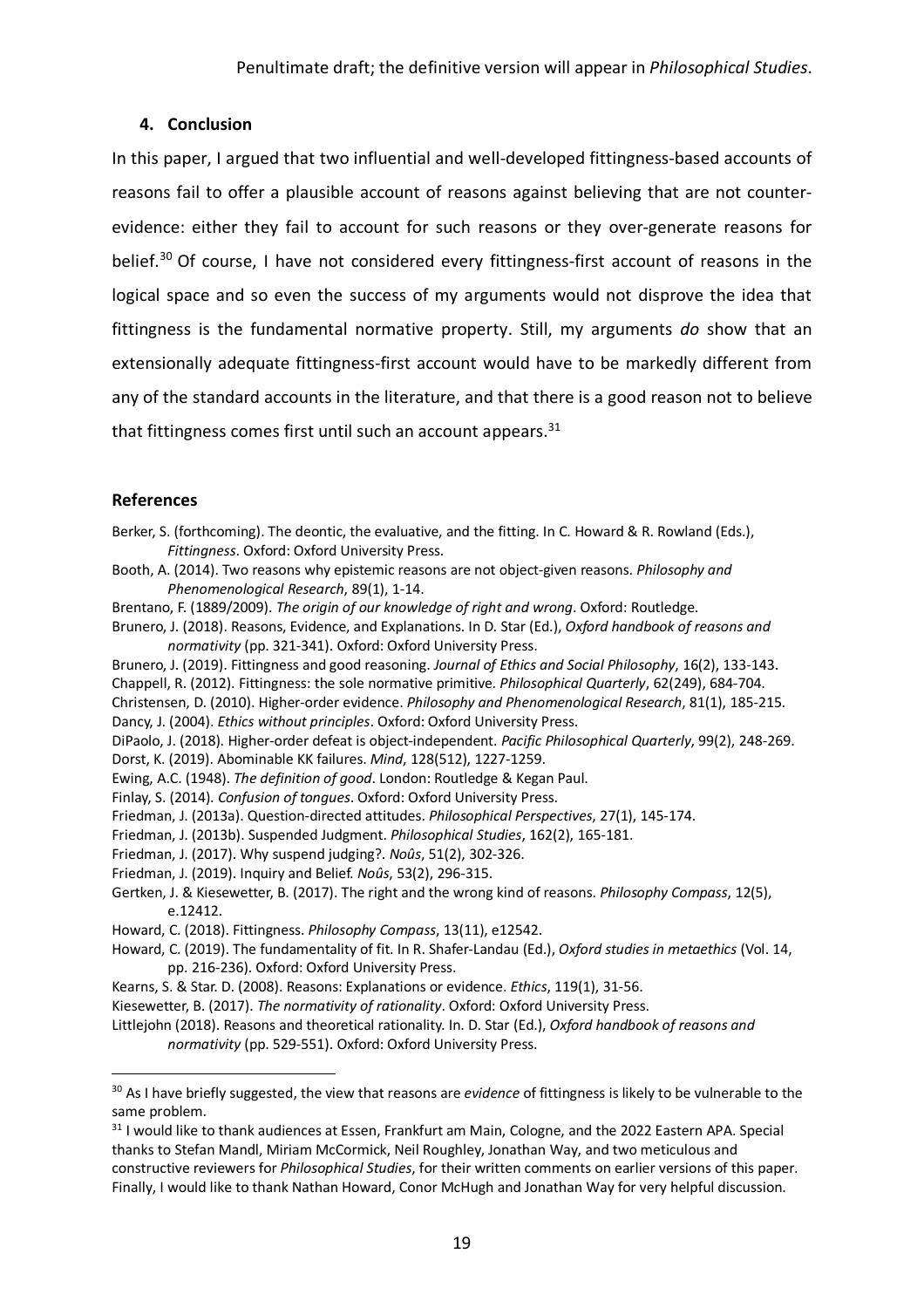### 4. Conclusion

In this paper, I argued that two influential and well-developed fittingness-based accounts of reasons fail to offer a plausible account of reasons against believing that are not counter-evidence: either they fail to account for such reasons or they over-generate reasons for belief.[30] Of course, I have not considered every fittingness-first account of reasons in the logical space and so even the success of my arguments would not disprove the idea that fittingness is the fundamental normative property. Still, my arguments *do* show that an extensionally adequate fittingness-first account would have to be markedly different from any of the standard accounts in the literature, and that there is a good reason not to believe that fittingness comes first until such an account appears.[31]

### References

Berker, S. (forthcoming). The deontic, the evaluative, and the fitting. In C. Howard & R. Rowland (Eds.), *Fittingness*. Oxford: Oxford University Press.

Booth, A. (2014). Two reasons why epistemic reasons are not object-given reasons. *Philosophy and Phenomenological Research*, 89(1), 1-14.

Brentano, F. (1889/2009). *The origin of our knowledge of right and wrong*. Oxford: Routledge.

Brunero, J. (2018). Reasons, Evidence, and Explanations. In D. Star (Ed.), *Oxford handbook of reasons and normativity* (pp. 321-341). Oxford: Oxford University Press.

Brunero, J. (2019). Fittingness and good reasoning. *Journal of Ethics and Social Philosophy*, 16(2), 133-143.

Chappell, R. (2012). Fittingness: the sole normative primitive. *Philosophical Quarterly*, 62(249), 684-704.

Christensen, D. (2010). Higher-order evidence. *Philosophy and Phenomenological Research*, 81(1), 185-215.

Dancy, J. (2004). *Ethics without principles*. Oxford: Oxford University Press.

DiPaolo, J. (2018). Higher-order defeat is object-independent. *Pacific Philosophical Quarterly*, 99(2), 248-269.

Dorst, K. (2019). Abominable KK failures. *Mind*, 128(512), 1227-1259.

Ewing, A.C. (1948). *The definition of good*. London: Routledge & Kegan Paul.

Finlay, S. (2014). *Confusion of tongues*. Oxford: Oxford University Press.

Friedman, J. (2013a). Question-directed attitudes. *Philosophical Perspectives*, 27(1), 145-174.

Friedman, J. (2013b). Suspended Judgment. *Philosophical Studies*, 162(2), 165-181.

Friedman, J. (2017). Why suspend judging?. *Noûs*, 51(2), 302-326.

Friedman, J. (2019). Inquiry and Belief. *Noûs*, 53(2), 296-315.

Gertken, J. & Kiesewetter, B. (2017). The right and the wrong kind of reasons. *Philosophy Compass*, 12(5), e.12412.

Howard, C. (2018). Fittingness. *Philosophy Compass*, 13(11), e12542.

Howard, C. (2019). The fundamentality of fit. In R. Shafer-Landau (Ed.), *Oxford studies in metaethics* (Vol. 14, pp. 216-236). Oxford: Oxford University Press.

Kearns, S. & Star. D. (2008). Reasons: Explanations or evidence. *Ethics*, 119(1), 31-56.

Kiesewetter, B. (2017). *The normativity of rationality*. Oxford: Oxford University Press.

Littlejohn (2018). Reasons and theoretical rationality. In. D. Star (Ed.), *Oxford handbook of reasons and normativity* (pp. 529-551). Oxford: Oxford University Press.

---

[30] As I have briefly suggested, the view that reasons are *evidence* of fittingness is likely to be vulnerable to the same problem.

[31] I would like to thank audiences at Essen, Frankfurt am Main, Cologne, and the 2022 Eastern APA. Special thanks to Stefan Mandl, Miriam McCormick, Neil Roughley, Jonathan Way, and two meticulous and constructive reviewers for *Philosophical Studies*, for their written comments on earlier versions of this paper. Finally, I would like to thank Nathan Howard, Conor McHugh and Jonathan Way for very helpful discussion.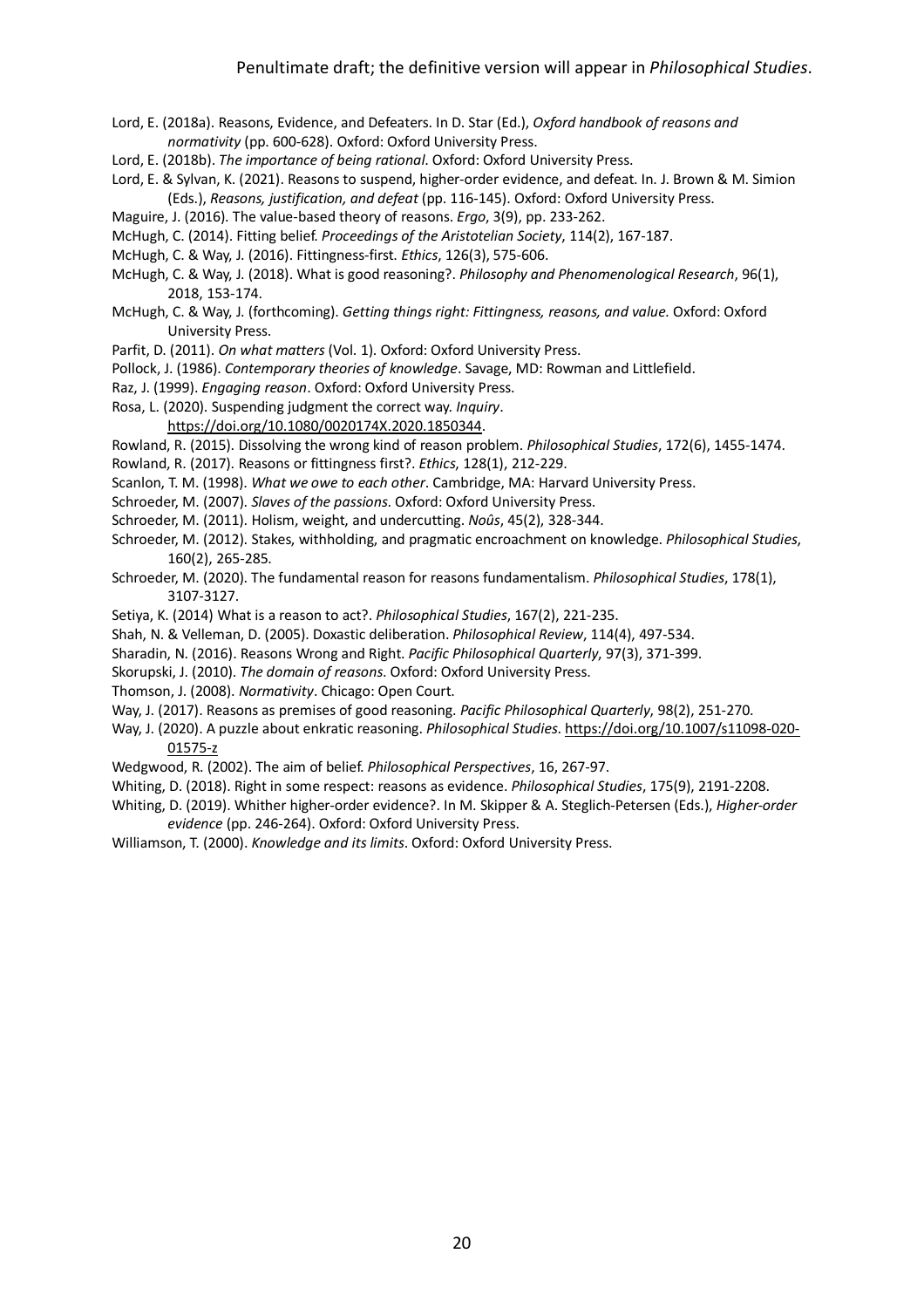Lord, E. (2018a). Reasons, Evidence, and Defeaters. In D. Star (Ed.), *Oxford handbook of reasons and normativity* (pp. 600-628). Oxford: Oxford University Press.

Lord, E. (2018b). *The importance of being rational*. Oxford: Oxford University Press.

Lord, E. & Sylvan, K. (2021). Reasons to suspend, higher-order evidence, and defeat. In. J. Brown & M. Simion (Eds.), *Reasons, justification, and defeat* (pp. 116-145). Oxford: Oxford University Press.

Maguire, J. (2016). The value-based theory of reasons. *Ergo*, 3(9), pp. 233-262.

McHugh, C. (2014). Fitting belief. *Proceedings of the Aristotelian Society*, 114(2), 167-187.

McHugh, C. & Way, J. (2016). Fittingness-first. *Ethics*, 126(3), 575-606.

McHugh, C. & Way, J. (2018). What is good reasoning?. *Philosophy and Phenomenological Research*, 96(1), 2018, 153-174.

McHugh, C. & Way, J. (forthcoming). *Getting things right: Fittingness, reasons, and value.* Oxford: Oxford University Press.

Parfit, D. (2011). *On what matters* (Vol. 1). Oxford: Oxford University Press.

Pollock, J. (1986). *Contemporary theories of knowledge*. Savage, MD: Rowman and Littlefield.

Raz, J. (1999). *Engaging reason*. Oxford: Oxford University Press.

Rosa, L. (2020). Suspending judgment the correct way. *Inquiry*. https://doi.org/10.1080/0020174X.2020.1850344.

Rowland, R. (2015). Dissolving the wrong kind of reason problem. *Philosophical Studies*, 172(6), 1455-1474.

Rowland, R. (2017). Reasons or fittingness first?. *Ethics*, 128(1), 212-229.

Scanlon, T. M. (1998). *What we owe to each other*. Cambridge, MA: Harvard University Press.

Schroeder, M. (2007). *Slaves of the passions*. Oxford: Oxford University Press.

Schroeder, M. (2011). Holism, weight, and undercutting. *Noûs*, 45(2), 328-344.

Schroeder, M. (2012). Stakes, withholding, and pragmatic encroachment on knowledge. *Philosophical Studies*, 160(2), 265-285.

Schroeder, M. (2020). The fundamental reason for reasons fundamentalism. *Philosophical Studies*, 178(1), 3107-3127.

Setiya, K. (2014) What is a reason to act?. *Philosophical Studies*, 167(2), 221-235.

Shah, N. & Velleman, D. (2005). Doxastic deliberation. *Philosophical Review*, 114(4), 497-534.

Sharadin, N. (2016). Reasons Wrong and Right. *Pacific Philosophical Quarterly*, 97(3), 371-399.

Skorupski, J. (2010). *The domain of reasons*. Oxford: Oxford University Press.

Thomson, J. (2008). *Normativity*. Chicago: Open Court.

Way, J. (2017). Reasons as premises of good reasoning. *Pacific Philosophical Quarterly*, 98(2), 251-270.

Way, J. (2020). A puzzle about enkratic reasoning. *Philosophical Studies*. https://doi.org/10.1007/s11098-020-01575-z

Wedgwood, R. (2002). The aim of belief. *Philosophical Perspectives*, 16, 267-97.

Whiting, D. (2018). Right in some respect: reasons as evidence. *Philosophical Studies*, 175(9), 2191-2208.

Whiting, D. (2019). Whither higher-order evidence?. In M. Skipper & A. Steglich-Petersen (Eds.), *Higher-order evidence* (pp. 246-264). Oxford: Oxford University Press.

Williamson, T. (2000). *Knowledge and its limits*. Oxford: Oxford University Press.